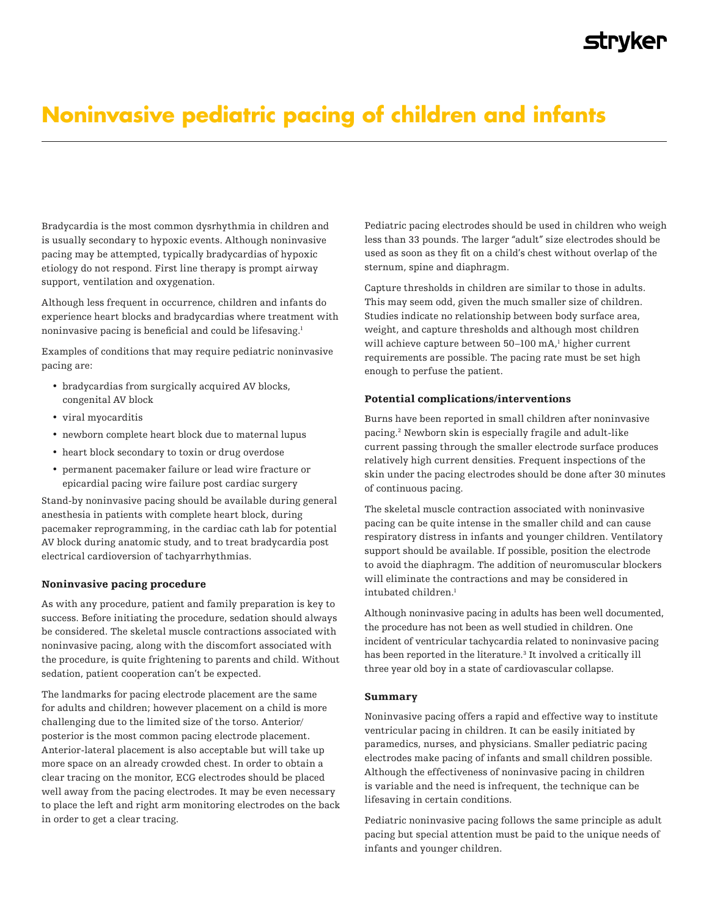# Noninvasive pediatric pacing of children and infants

Bradycardia is the most common dysrhythmia in children and is usually secondary to hypoxic events. Although noninvasive pacing may be attempted, typically bradycardias of hypoxic etiology do not respond. First line therapy is prompt airway support, ventilation and oxygenation.

Although less frequent in occurrence, children and infants do experience heart blocks and bradycardias where treatment with noninvasive pacing is beneficial and could be lifesaving.[1]

Examples of conditions that may require pediatric noninvasive pacing are:

- bradycardias from surgically acquired AV blocks, congenital AV block
- viral myocarditis
- newborn complete heart block due to maternal lupus
- heart block secondary to toxin or drug overdose
- permanent pacemaker failure or lead wire fracture or epicardial pacing wire failure post cardiac surgery

Stand-by noninvasive pacing should be available during general anesthesia in patients with complete heart block, during pacemaker reprogramming, in the cardiac cath lab for potential AV block during anatomic study, and to treat bradycardia post electrical cardioversion of tachyarrhythmias.

### Noninvasive pacing procedure

As with any procedure, patient and family preparation is key to success. Before initiating the procedure, sedation should always be considered. The skeletal muscle contractions associated with noninvasive pacing, along with the discomfort associated with the procedure, is quite frightening to parents and child. Without sedation, patient cooperation can't be expected.

The landmarks for pacing electrode placement are the same for adults and children; however placement on a child is more challenging due to the limited size of the torso. Anterior/posterior is the most common pacing electrode placement. Anterior-lateral placement is also acceptable but will take up more space on an already crowded chest. In order to obtain a clear tracing on the monitor, ECG electrodes should be placed well away from the pacing electrodes. It may be even necessary to place the left and right arm monitoring electrodes on the back in order to get a clear tracing.

Pediatric pacing electrodes should be used in children who weigh less than 33 pounds. The larger "adult" size electrodes should be used as soon as they fit on a child's chest without overlap of the sternum, spine and diaphragm.

Capture thresholds in children are similar to those in adults. This may seem odd, given the much smaller size of children. Studies indicate no relationship between body surface area, weight, and capture thresholds and although most children will achieve capture between 50–100 mA,[1] higher current requirements are possible. The pacing rate must be set high enough to perfuse the patient.

### Potential complications/interventions

Burns have been reported in small children after noninvasive pacing.[2] Newborn skin is especially fragile and adult-like current passing through the smaller electrode surface produces relatively high current densities. Frequent inspections of the skin under the pacing electrodes should be done after 30 minutes of continuous pacing.

The skeletal muscle contraction associated with noninvasive pacing can be quite intense in the smaller child and can cause respiratory distress in infants and younger children. Ventilatory support should be available. If possible, position the electrode to avoid the diaphragm. The addition of neuromuscular blockers will eliminate the contractions and may be considered in intubated children.[1]

Although noninvasive pacing in adults has been well documented, the procedure has not been as well studied in children. One incident of ventricular tachycardia related to noninvasive pacing has been reported in the literature.[3] It involved a critically ill three year old boy in a state of cardiovascular collapse.

### Summary

Noninvasive pacing offers a rapid and effective way to institute ventricular pacing in children. It can be easily initiated by paramedics, nurses, and physicians. Smaller pediatric pacing electrodes make pacing of infants and small children possible. Although the effectiveness of noninvasive pacing in children is variable and the need is infrequent, the technique can be lifesaving in certain conditions.

Pediatric noninvasive pacing follows the same principle as adult pacing but special attention must be paid to the unique needs of infants and younger children.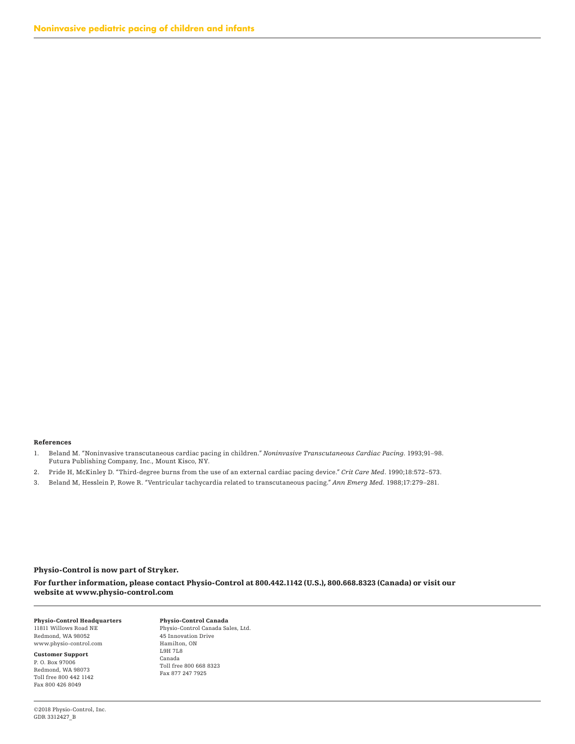**References**

1. Beland M. "Noninvasive transcutaneous cardiac pacing in children." *Noninvasive Transcutaneous Cardiac Pacing.* 1993;91–98. Futura Publishing Company, Inc., Mount Kisco, NY.
2. Pride H, McKinley D. "Third-degree burns from the use of an external cardiac pacing device." *Crit Care Med*. 1990;18:572–573.
3. Beland M, Hesslein P, Rowe R. "Ventricular tachycardia related to transcutaneous pacing." *Ann Emerg Med.* 1988;17:279–281.

**Physio-Control is now part of Stryker.**

**For further information, please contact Physio-Control at 800.442.1142 (U.S.), 800.668.8323 (Canada) or visit our website at www.physio-control.com**

**Physio-Control Headquarters**
11811 Willows Road NE
Redmond, WA 98052
www.physio-control.com

**Customer Support**
P. O. Box 97006
Redmond, WA 98073
Toll free 800 442 1142
Fax 800 426 8049

**Physio-Control Canada**
Physio-Control Canada Sales, Ltd.
45 Innovation Drive
Hamilton, ON
L9H 7L8
Canada
Toll free 800 668 8323
Fax 877 247 7925

©2018 Physio-Control, Inc.
GDR 3312427_B